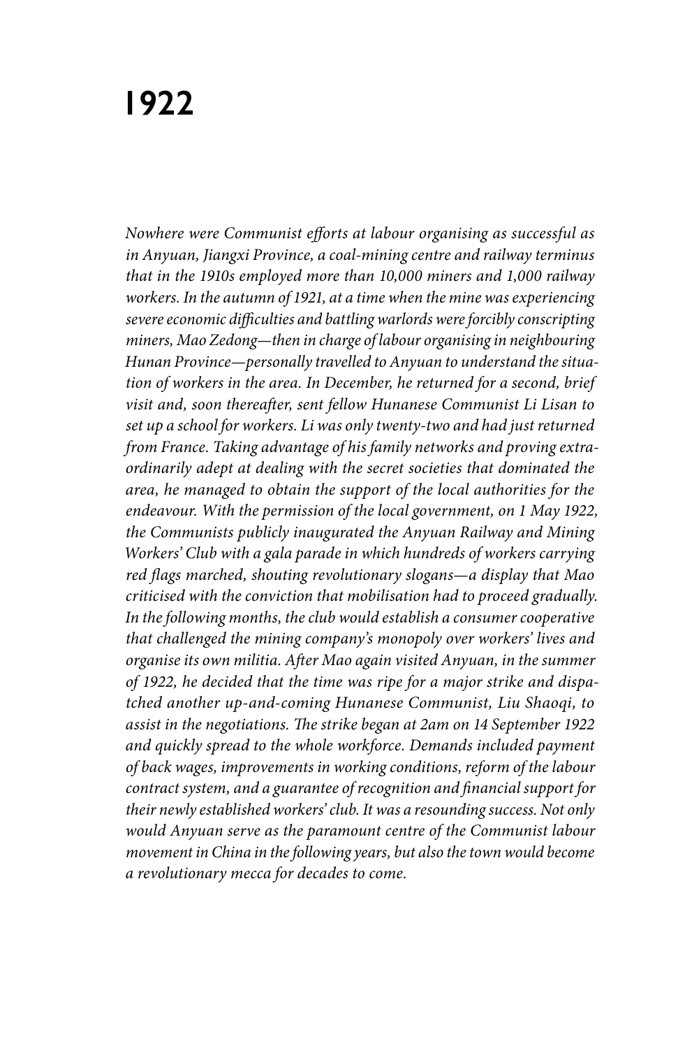# 1922

*Nowhere were Communist efforts at labour organising as successful as in Anyuan, Jiangxi Province, a coal-mining centre and railway terminus that in the 1910s employed more than 10,000 miners and 1,000 railway workers. In the autumn of 1921, at a time when the mine was experiencing severe economic difficulties and battling warlords were forcibly conscripting miners, Mao Zedong—then in charge of labour organising in neighbouring Hunan Province—personally travelled to Anyuan to understand the situation of workers in the area. In December, he returned for a second, brief visit and, soon thereafter, sent fellow Hunanese Communist Li Lisan to set up a school for workers. Li was only twenty-two and had just returned from France. Taking advantage of his family networks and proving extraordinarily adept at dealing with the secret societies that dominated the area, he managed to obtain the support of the local authorities for the endeavour. With the permission of the local government, on 1 May 1922, the Communists publicly inaugurated the Anyuan Railway and Mining Workers' Club with a gala parade in which hundreds of workers carrying red flags marched, shouting revolutionary slogans—a display that Mao criticised with the conviction that mobilisation had to proceed gradually. In the following months, the club would establish a consumer cooperative that challenged the mining company's monopoly over workers' lives and organise its own militia. After Mao again visited Anyuan, in the summer of 1922, he decided that the time was ripe for a major strike and dispatched another up-and-coming Hunanese Communist, Liu Shaoqi, to assist in the negotiations. The strike began at 2am on 14 September 1922 and quickly spread to the whole workforce. Demands included payment of back wages, improvements in working conditions, reform of the labour contract system, and a guarantee of recognition and financial support for their newly established workers' club. It was a resounding success. Not only would Anyuan serve as the paramount centre of the Communist labour movement in China in the following years, but also the town would become a revolutionary mecca for decades to come.*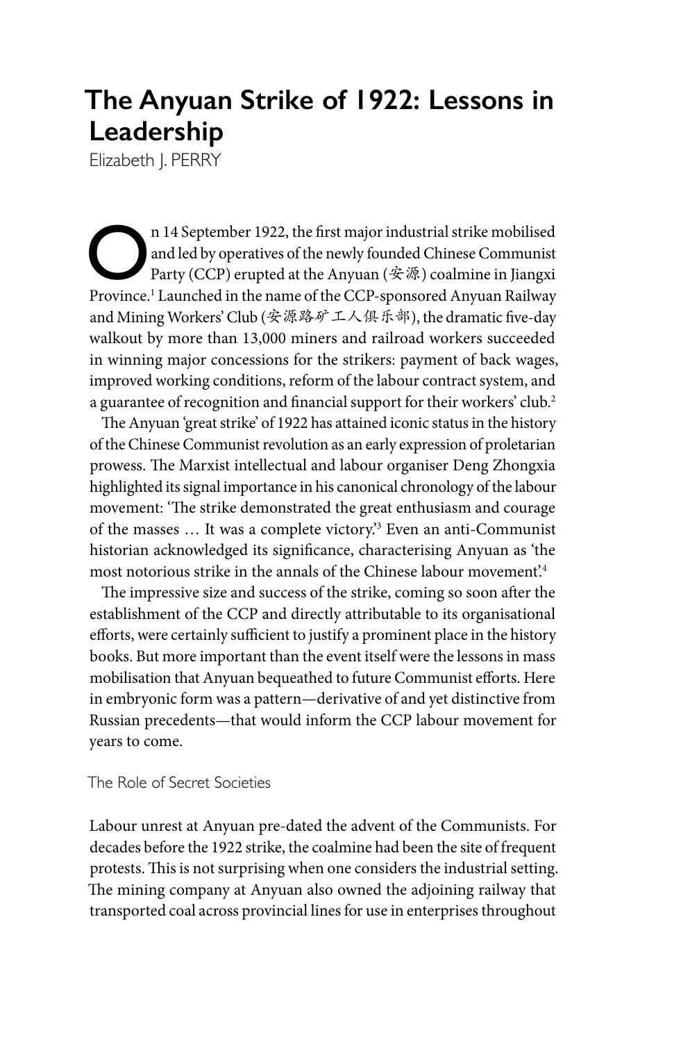# The Anyuan Strike of 1922: Lessons in Leadership

Elizabeth J. PERRY

On 14 September 1922, the first major industrial strike mobilised and led by operatives of the newly founded Chinese Communist Party (CCP) erupted at the Anyuan (安源) coalmine in Jiangxi Province.[1] Launched in the name of the CCP-sponsored Anyuan Railway and Mining Workers' Club (安源路矿工人俱乐部), the dramatic five-day walkout by more than 13,000 miners and railroad workers succeeded in winning major concessions for the strikers: payment of back wages, improved working conditions, reform of the labour contract system, and a guarantee of recognition and financial support for their workers' club.[2]

The Anyuan 'great strike' of 1922 has attained iconic status in the history of the Chinese Communist revolution as an early expression of proletarian prowess. The Marxist intellectual and labour organiser Deng Zhongxia highlighted its signal importance in his canonical chronology of the labour movement: 'The strike demonstrated the great enthusiasm and courage of the masses … It was a complete victory.'[3] Even an anti-Communist historian acknowledged its significance, characterising Anyuan as 'the most notorious strike in the annals of the Chinese labour movement'.[4]

The impressive size and success of the strike, coming so soon after the establishment of the CCP and directly attributable to its organisational efforts, were certainly sufficient to justify a prominent place in the history books. But more important than the event itself were the lessons in mass mobilisation that Anyuan bequeathed to future Communist efforts. Here in embryonic form was a pattern—derivative of and yet distinctive from Russian precedents—that would inform the CCP labour movement for years to come.

## The Role of Secret Societies

Labour unrest at Anyuan pre-dated the advent of the Communists. For decades before the 1922 strike, the coalmine had been the site of frequent protests. This is not surprising when one considers the industrial setting. The mining company at Anyuan also owned the adjoining railway that transported coal across provincial lines for use in enterprises throughout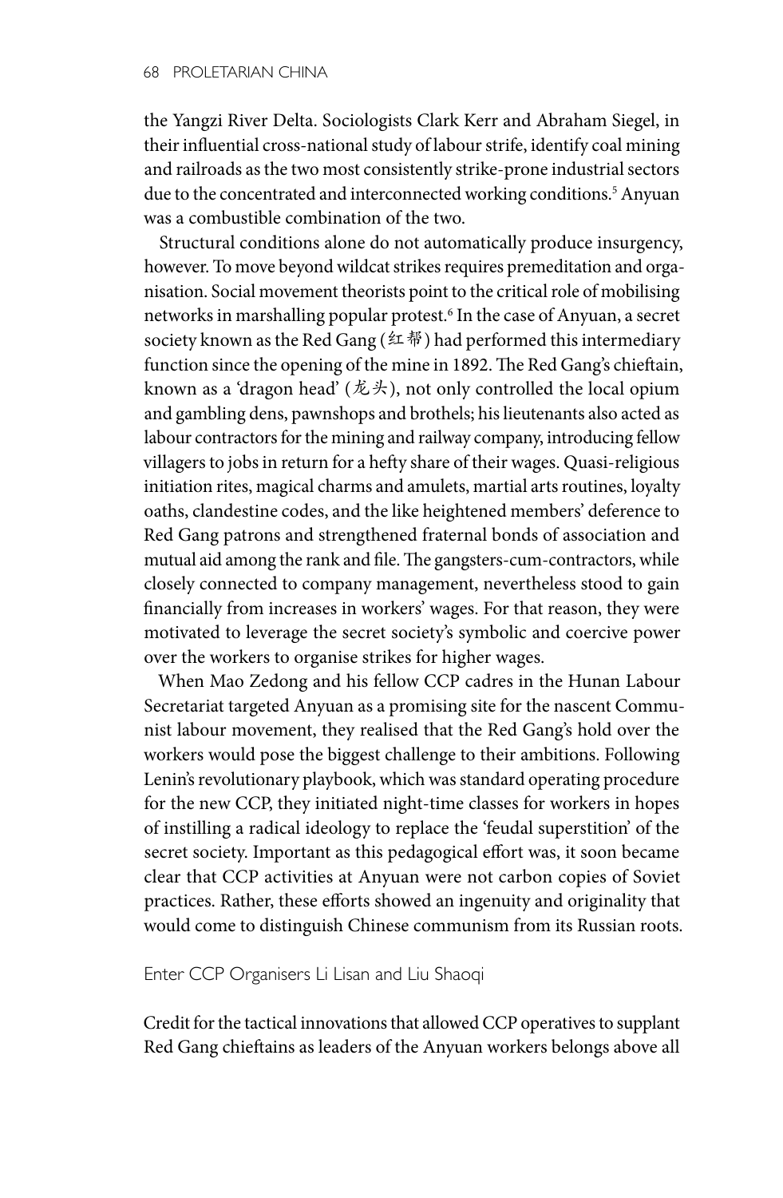the Yangzi River Delta. Sociologists Clark Kerr and Abraham Siegel, in their influential cross-national study of labour strife, identify coal mining and railroads as the two most consistently strike-prone industrial sectors due to the concentrated and interconnected working conditions.[5] Anyuan was a combustible combination of the two.

Structural conditions alone do not automatically produce insurgency, however. To move beyond wildcat strikes requires premeditation and organisation. Social movement theorists point to the critical role of mobilising networks in marshalling popular protest.[6] In the case of Anyuan, a secret society known as the Red Gang (红帮) had performed this intermediary function since the opening of the mine in 1892. The Red Gang's chieftain, known as a 'dragon head' (龙头), not only controlled the local opium and gambling dens, pawnshops and brothels; his lieutenants also acted as labour contractors for the mining and railway company, introducing fellow villagers to jobs in return for a hefty share of their wages. Quasi-religious initiation rites, magical charms and amulets, martial arts routines, loyalty oaths, clandestine codes, and the like heightened members' deference to Red Gang patrons and strengthened fraternal bonds of association and mutual aid among the rank and file. The gangsters-cum-contractors, while closely connected to company management, nevertheless stood to gain financially from increases in workers' wages. For that reason, they were motivated to leverage the secret society's symbolic and coercive power over the workers to organise strikes for higher wages.

When Mao Zedong and his fellow CCP cadres in the Hunan Labour Secretariat targeted Anyuan as a promising site for the nascent Communist labour movement, they realised that the Red Gang's hold over the workers would pose the biggest challenge to their ambitions. Following Lenin's revolutionary playbook, which was standard operating procedure for the new CCP, they initiated night-time classes for workers in hopes of instilling a radical ideology to replace the 'feudal superstition' of the secret society. Important as this pedagogical effort was, it soon became clear that CCP activities at Anyuan were not carbon copies of Soviet practices. Rather, these efforts showed an ingenuity and originality that would come to distinguish Chinese communism from its Russian roots.

## Enter CCP Organisers Li Lisan and Liu Shaoqi

Credit for the tactical innovations that allowed CCP operatives to supplant Red Gang chieftains as leaders of the Anyuan workers belongs above all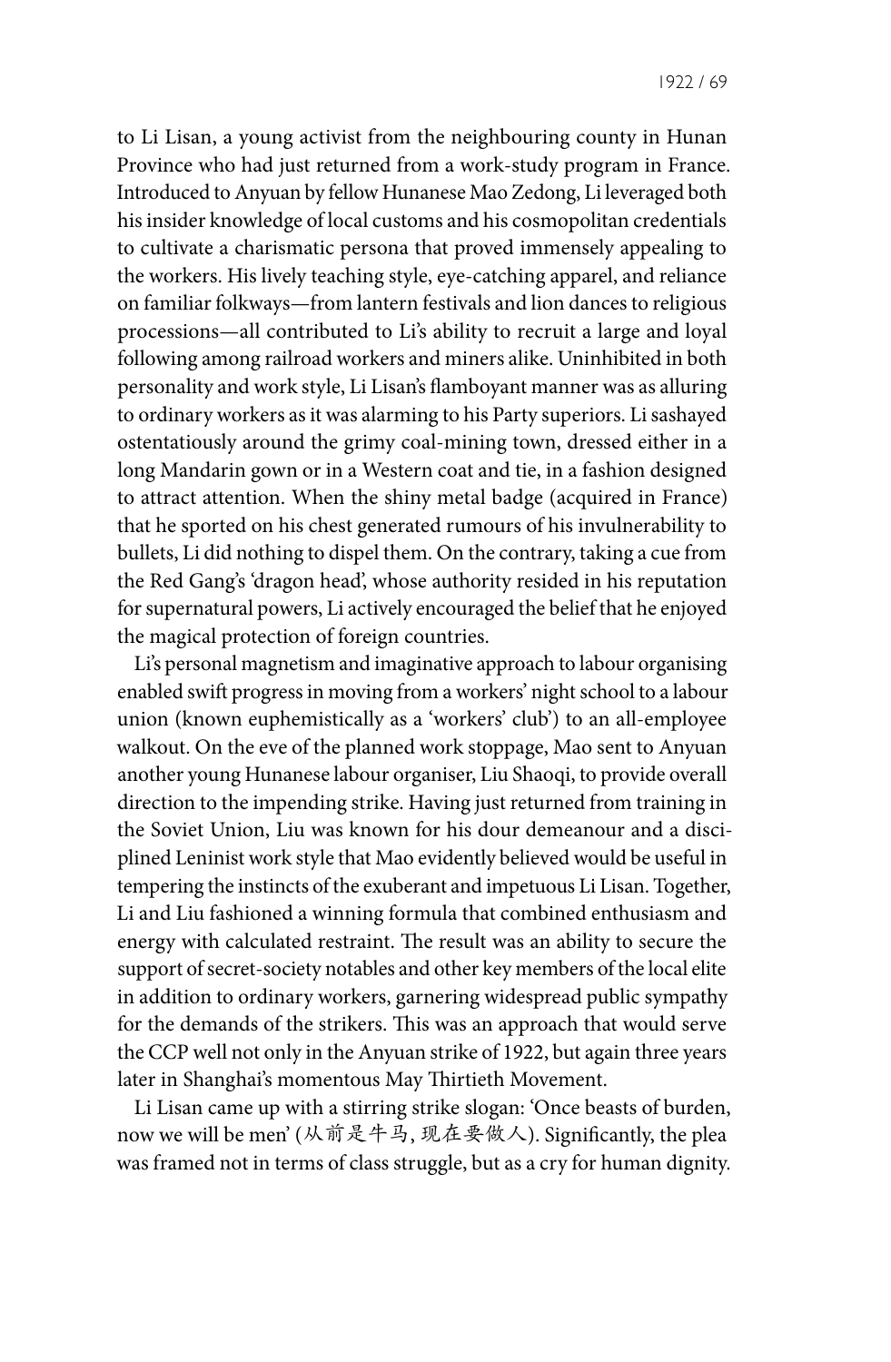to Li Lisan, a young activist from the neighbouring county in Hunan Province who had just returned from a work-study program in France. Introduced to Anyuan by fellow Hunanese Mao Zedong, Li leveraged both his insider knowledge of local customs and his cosmopolitan credentials to cultivate a charismatic persona that proved immensely appealing to the workers. His lively teaching style, eye-catching apparel, and reliance on familiar folkways—from lantern festivals and lion dances to religious processions—all contributed to Li's ability to recruit a large and loyal following among railroad workers and miners alike. Uninhibited in both personality and work style, Li Lisan's flamboyant manner was as alluring to ordinary workers as it was alarming to his Party superiors. Li sashayed ostentatiously around the grimy coal-mining town, dressed either in a long Mandarin gown or in a Western coat and tie, in a fashion designed to attract attention. When the shiny metal badge (acquired in France) that he sported on his chest generated rumours of his invulnerability to bullets, Li did nothing to dispel them. On the contrary, taking a cue from the Red Gang's 'dragon head', whose authority resided in his reputation for supernatural powers, Li actively encouraged the belief that he enjoyed the magical protection of foreign countries.

Li's personal magnetism and imaginative approach to labour organising enabled swift progress in moving from a workers' night school to a labour union (known euphemistically as a 'workers' club') to an all-employee walkout. On the eve of the planned work stoppage, Mao sent to Anyuan another young Hunanese labour organiser, Liu Shaoqi, to provide overall direction to the impending strike. Having just returned from training in the Soviet Union, Liu was known for his dour demeanour and a disciplined Leninist work style that Mao evidently believed would be useful in tempering the instincts of the exuberant and impetuous Li Lisan. Together, Li and Liu fashioned a winning formula that combined enthusiasm and energy with calculated restraint. The result was an ability to secure the support of secret-society notables and other key members of the local elite in addition to ordinary workers, garnering widespread public sympathy for the demands of the strikers. This was an approach that would serve the CCP well not only in the Anyuan strike of 1922, but again three years later in Shanghai's momentous May Thirtieth Movement.

Li Lisan came up with a stirring strike slogan: 'Once beasts of burden, now we will be men' (从前是牛马，现在要做人). Significantly, the plea was framed not in terms of class struggle, but as a cry for human dignity.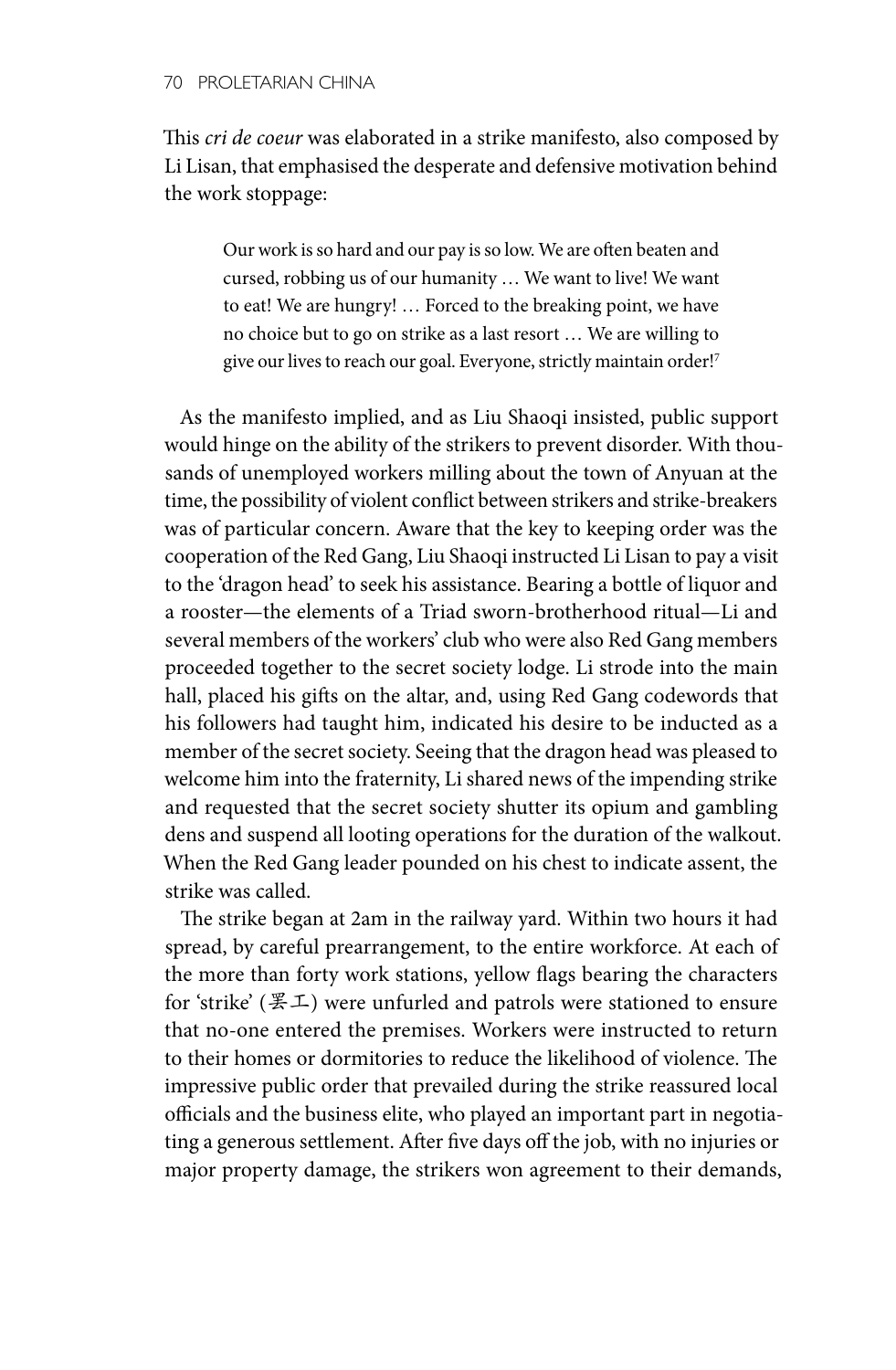This *cri de coeur* was elaborated in a strike manifesto, also composed by Li Lisan, that emphasised the desperate and defensive motivation behind the work stoppage:

> Our work is so hard and our pay is so low. We are often beaten and cursed, robbing us of our humanity … We want to live! We want to eat! We are hungry! … Forced to the breaking point, we have no choice but to go on strike as a last resort … We are willing to give our lives to reach our goal. Everyone, strictly maintain order![7]

As the manifesto implied, and as Liu Shaoqi insisted, public support would hinge on the ability of the strikers to prevent disorder. With thousands of unemployed workers milling about the town of Anyuan at the time, the possibility of violent conflict between strikers and strike-breakers was of particular concern. Aware that the key to keeping order was the cooperation of the Red Gang, Liu Shaoqi instructed Li Lisan to pay a visit to the 'dragon head' to seek his assistance. Bearing a bottle of liquor and a rooster—the elements of a Triad sworn-brotherhood ritual—Li and several members of the workers' club who were also Red Gang members proceeded together to the secret society lodge. Li strode into the main hall, placed his gifts on the altar, and, using Red Gang codewords that his followers had taught him, indicated his desire to be inducted as a member of the secret society. Seeing that the dragon head was pleased to welcome him into the fraternity, Li shared news of the impending strike and requested that the secret society shutter its opium and gambling dens and suspend all looting operations for the duration of the walkout. When the Red Gang leader pounded on his chest to indicate assent, the strike was called.

The strike began at 2am in the railway yard. Within two hours it had spread, by careful prearrangement, to the entire workforce. At each of the more than forty work stations, yellow flags bearing the characters for 'strike' (罢工) were unfurled and patrols were stationed to ensure that no-one entered the premises. Workers were instructed to return to their homes or dormitories to reduce the likelihood of violence. The impressive public order that prevailed during the strike reassured local officials and the business elite, who played an important part in negotiating a generous settlement. After five days off the job, with no injuries or major property damage, the strikers won agreement to their demands,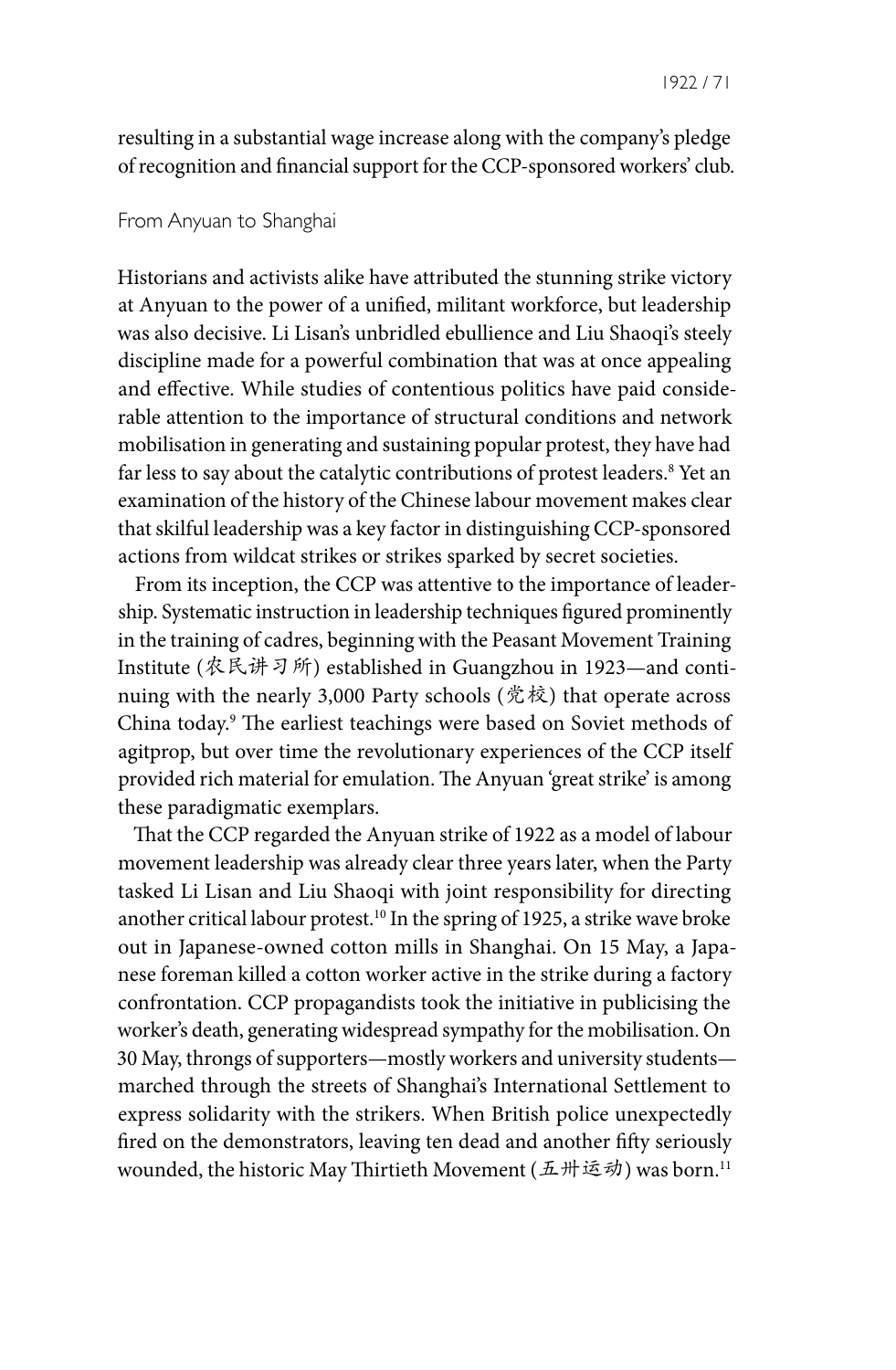resulting in a substantial wage increase along with the company's pledge of recognition and financial support for the CCP-sponsored workers' club.

## From Anyuan to Shanghai

Historians and activists alike have attributed the stunning strike victory at Anyuan to the power of a unified, militant workforce, but leadership was also decisive. Li Lisan's unbridled ebullience and Liu Shaoqi's steely discipline made for a powerful combination that was at once appealing and effective. While studies of contentious politics have paid considerable attention to the importance of structural conditions and network mobilisation in generating and sustaining popular protest, they have had far less to say about the catalytic contributions of protest leaders.[8] Yet an examination of the history of the Chinese labour movement makes clear that skilful leadership was a key factor in distinguishing CCP-sponsored actions from wildcat strikes or strikes sparked by secret societies.

From its inception, the CCP was attentive to the importance of leadership. Systematic instruction in leadership techniques figured prominently in the training of cadres, beginning with the Peasant Movement Training Institute (农民讲习所) established in Guangzhou in 1923—and continuing with the nearly 3,000 Party schools (党校) that operate across China today.[9] The earliest teachings were based on Soviet methods of agitprop, but over time the revolutionary experiences of the CCP itself provided rich material for emulation. The Anyuan 'great strike' is among these paradigmatic exemplars.

That the CCP regarded the Anyuan strike of 1922 as a model of labour movement leadership was already clear three years later, when the Party tasked Li Lisan and Liu Shaoqi with joint responsibility for directing another critical labour protest.[10] In the spring of 1925, a strike wave broke out in Japanese-owned cotton mills in Shanghai. On 15 May, a Japanese foreman killed a cotton worker active in the strike during a factory confrontation. CCP propagandists took the initiative in publicising the worker's death, generating widespread sympathy for the mobilisation. On 30 May, throngs of supporters—mostly workers and university students—marched through the streets of Shanghai's International Settlement to express solidarity with the strikers. When British police unexpectedly fired on the demonstrators, leaving ten dead and another fifty seriously wounded, the historic May Thirtieth Movement (五卅运动) was born.[11]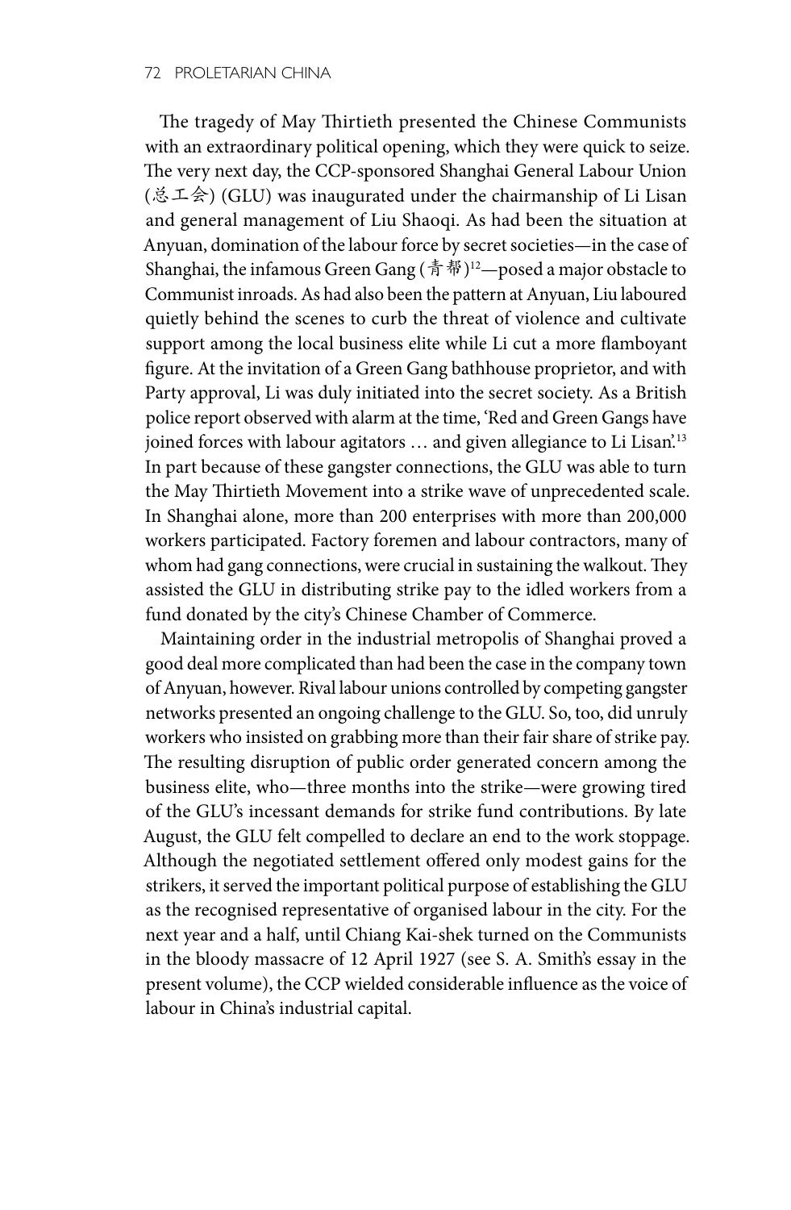The tragedy of May Thirtieth presented the Chinese Communists with an extraordinary political opening, which they were quick to seize. The very next day, the CCP-sponsored Shanghai General Labour Union (总工会) (GLU) was inaugurated under the chairmanship of Li Lisan and general management of Liu Shaoqi. As had been the situation at Anyuan, domination of the labour force by secret societies—in the case of Shanghai, the infamous Green Gang (青帮)[12]—posed a major obstacle to Communist inroads. As had also been the pattern at Anyuan, Liu laboured quietly behind the scenes to curb the threat of violence and cultivate support among the local business elite while Li cut a more flamboyant figure. At the invitation of a Green Gang bathhouse proprietor, and with Party approval, Li was duly initiated into the secret society. As a British police report observed with alarm at the time, 'Red and Green Gangs have joined forces with labour agitators … and given allegiance to Li Lisan.'[13] In part because of these gangster connections, the GLU was able to turn the May Thirtieth Movement into a strike wave of unprecedented scale. In Shanghai alone, more than 200 enterprises with more than 200,000 workers participated. Factory foremen and labour contractors, many of whom had gang connections, were crucial in sustaining the walkout. They assisted the GLU in distributing strike pay to the idled workers from a fund donated by the city's Chinese Chamber of Commerce.

Maintaining order in the industrial metropolis of Shanghai proved a good deal more complicated than had been the case in the company town of Anyuan, however. Rival labour unions controlled by competing gangster networks presented an ongoing challenge to the GLU. So, too, did unruly workers who insisted on grabbing more than their fair share of strike pay. The resulting disruption of public order generated concern among the business elite, who—three months into the strike—were growing tired of the GLU's incessant demands for strike fund contributions. By late August, the GLU felt compelled to declare an end to the work stoppage. Although the negotiated settlement offered only modest gains for the strikers, it served the important political purpose of establishing the GLU as the recognised representative of organised labour in the city. For the next year and a half, until Chiang Kai-shek turned on the Communists in the bloody massacre of 12 April 1927 (see S. A. Smith's essay in the present volume), the CCP wielded considerable influence as the voice of labour in China's industrial capital.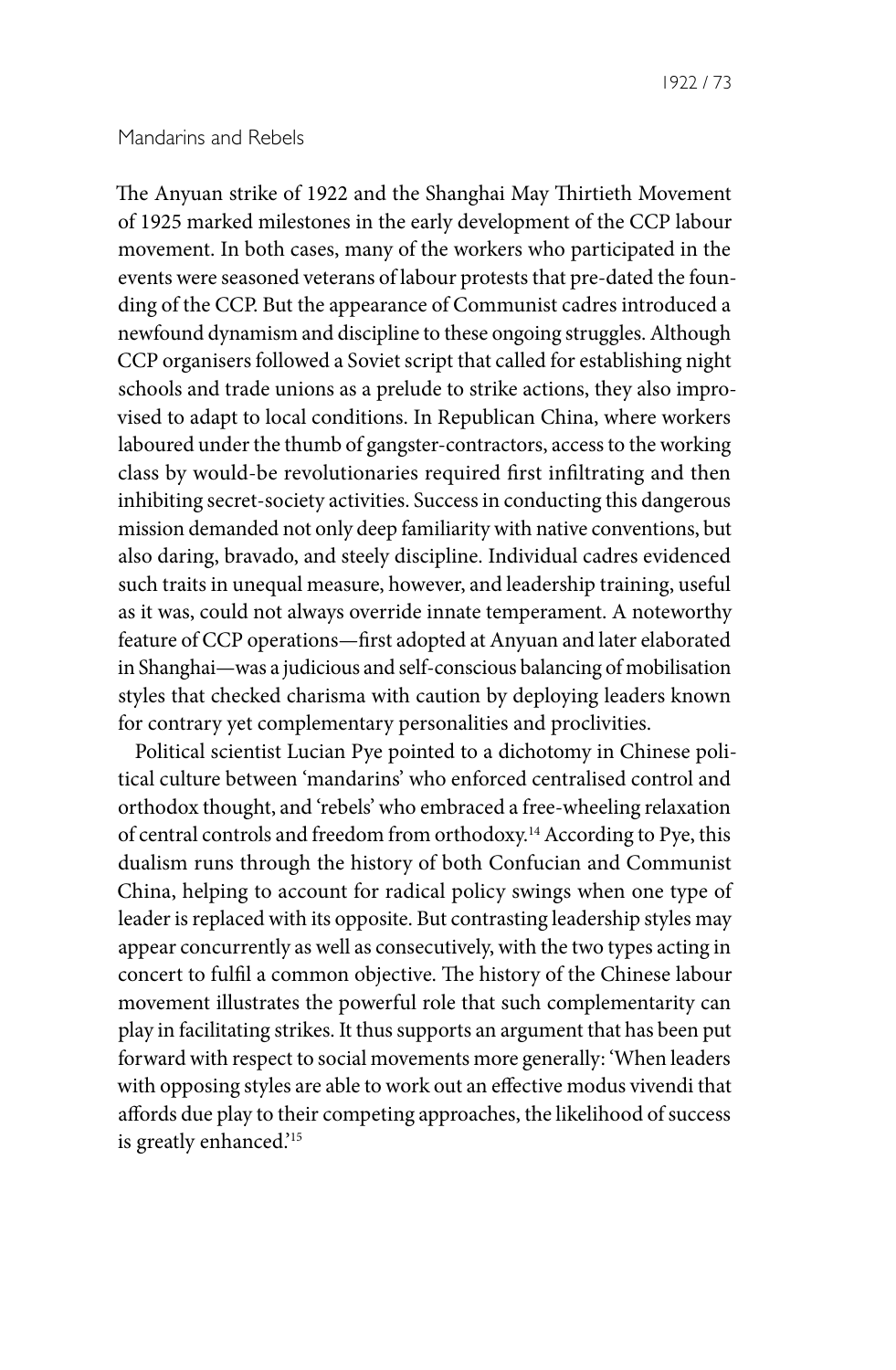## Mandarins and Rebels

The Anyuan strike of 1922 and the Shanghai May Thirtieth Movement of 1925 marked milestones in the early development of the CCP labour movement. In both cases, many of the workers who participated in the events were seasoned veterans of labour protests that pre-dated the founding of the CCP. But the appearance of Communist cadres introduced a newfound dynamism and discipline to these ongoing struggles. Although CCP organisers followed a Soviet script that called for establishing night schools and trade unions as a prelude to strike actions, they also improvised to adapt to local conditions. In Republican China, where workers laboured under the thumb of gangster-contractors, access to the working class by would-be revolutionaries required first infiltrating and then inhibiting secret-society activities. Success in conducting this dangerous mission demanded not only deep familiarity with native conventions, but also daring, bravado, and steely discipline. Individual cadres evidenced such traits in unequal measure, however, and leadership training, useful as it was, could not always override innate temperament. A noteworthy feature of CCP operations—first adopted at Anyuan and later elaborated in Shanghai—was a judicious and self-conscious balancing of mobilisation styles that checked charisma with caution by deploying leaders known for contrary yet complementary personalities and proclivities.

Political scientist Lucian Pye pointed to a dichotomy in Chinese political culture between 'mandarins' who enforced centralised control and orthodox thought, and 'rebels' who embraced a free-wheeling relaxation of central controls and freedom from orthodoxy.[14] According to Pye, this dualism runs through the history of both Confucian and Communist China, helping to account for radical policy swings when one type of leader is replaced with its opposite. But contrasting leadership styles may appear concurrently as well as consecutively, with the two types acting in concert to fulfil a common objective. The history of the Chinese labour movement illustrates the powerful role that such complementarity can play in facilitating strikes. It thus supports an argument that has been put forward with respect to social movements more generally: 'When leaders with opposing styles are able to work out an effective modus vivendi that affords due play to their competing approaches, the likelihood of success is greatly enhanced.'[15]